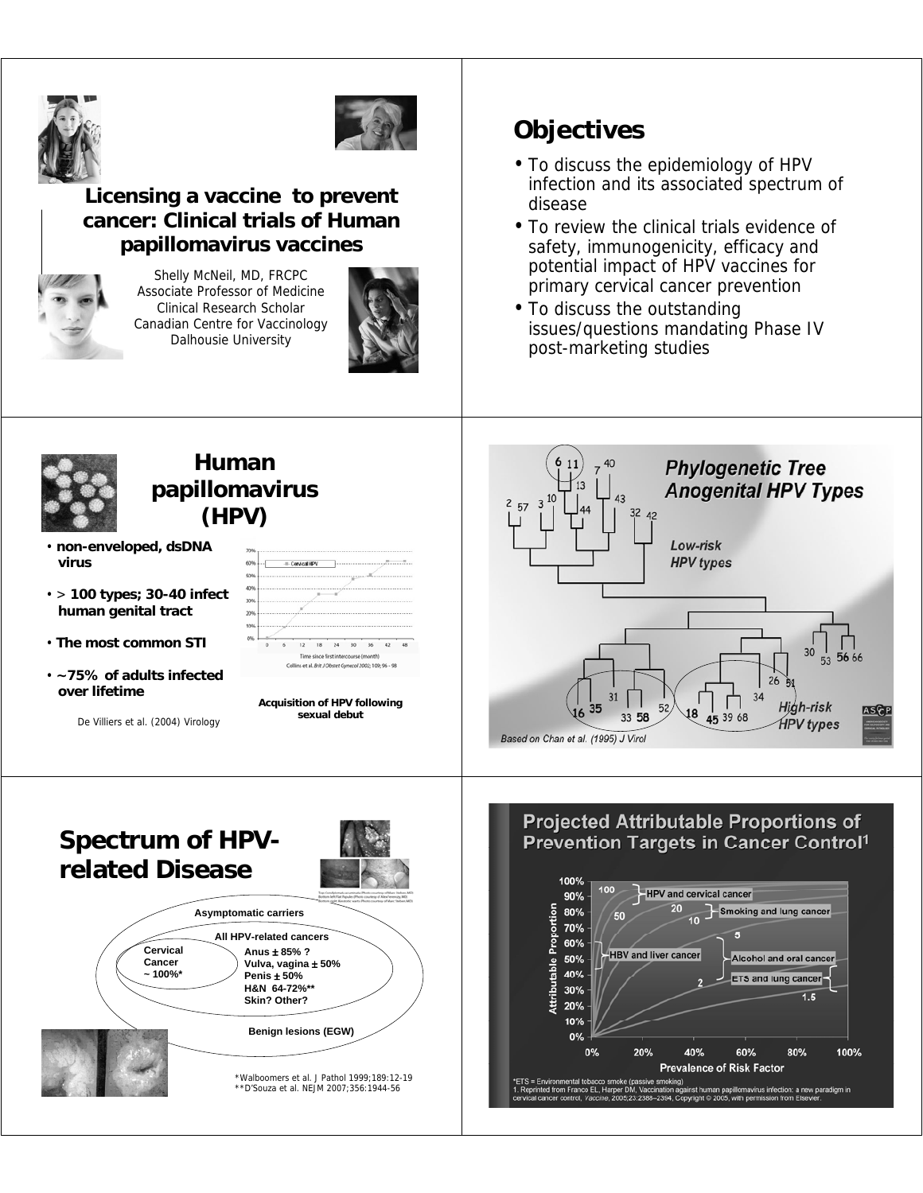## Licensing a vaccine to prevent cancer: Clinical trials of Human papillomavirus vaccines

Shelly McNeil, MD, FRCPC
Associate Professor of Medicine
Clinical Research Scholar
Canadian Centre for Vaccinology
Dalhousie University

## Objectives

- To discuss the epidemiology of HPV infection and its associated spectrum of disease
- To review the clinical trials evidence of safety, immunogenicity, efficacy and potential impact of HPV vaccines for primary cervical cancer prevention
- To discuss the outstanding issues/questions mandating Phase IV post-marketing studies

## Human papillomavirus (HPV)

- **non-enveloped, dsDNA virus**
- **> 100 types; 30-40 infect human genital tract**
- **The most common STI**
- **~75% of adults infected over lifetime**

De Villiers et al. (2004) Virology

Time since first intercourse (month)
Collins et al. Brit J Obstet Gynecol 2002; 109; 96 - 98

**Acquisition of HPV following sexual debut**

## Phylogenetic Tree Anogenital HPV Types

Low-risk HPV types

High-risk HPV types

Based on Chan et al. (1995) J Virol

## Spectrum of HPV-related Disease

**Asymptomatic carriers**

**All HPV-related cancers**

**Cervical Cancer ~ 100%***

**Anus ± 85% ?**
**Vulva, vagina ± 50%**
**Penis ± 50%**
**H&N 64-72%****
**Skin? Other?**

**Benign lesions (EGW)**

*Walboomers et al. J Pathol 1999;189:12-19
**D'Souza et al. NEJM 2007;356:1944-56

## Projected Attributable Proportions of Prevention Targets in Cancer Control[1]

HPV and cervical cancer; Smoking and lung cancer; HBV and liver cancer; Alcohol and oral cancer; ETS and lung cancer

Attributable Proportion / Prevalence of Risk Factor

*ETS = Environmental tobacco smoke (passive smoking)
1. Reprinted from Franco EL, Harper DM. Vaccination against human papillomavirus infection: a new paradigm in cervical cancer control, *Vaccine*, 2005;23:2388–2394, Copyright © 2005, with permission from Elsevier.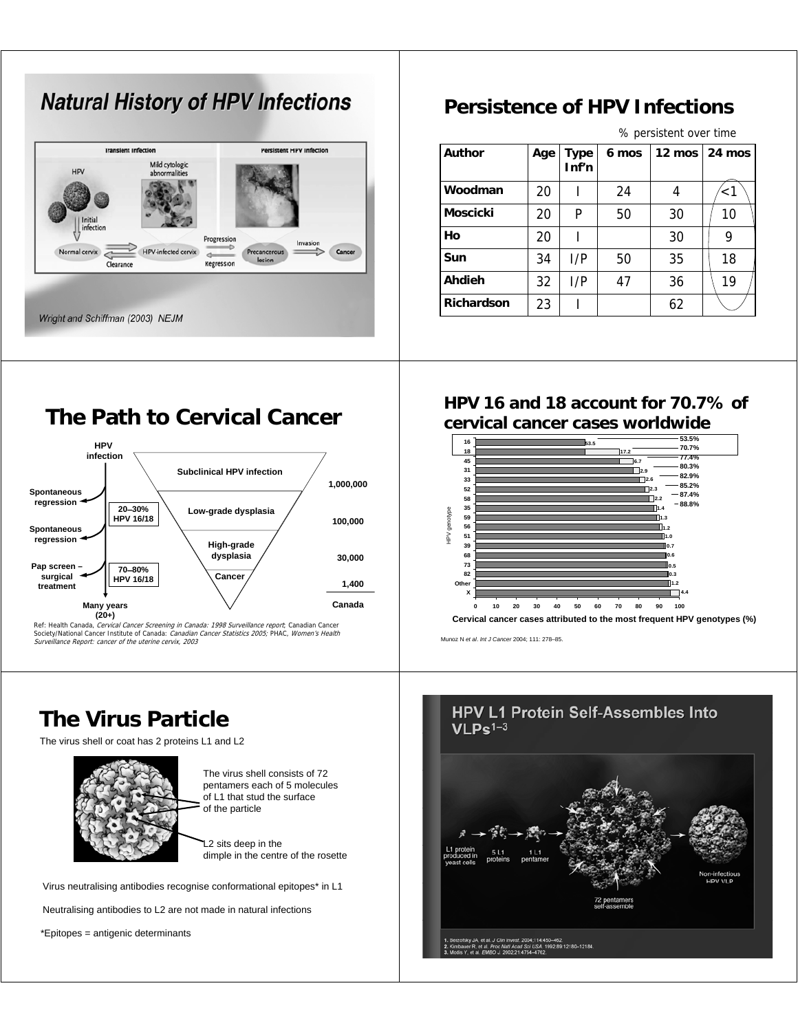## Natural History of HPV Infections

Transient infection — Persistent HPV infection

HPV — Initial infection — Mild cytologic abnormalities

Normal cervix ⇄ (Clearance) HPV-infected cervix ⇄ (Progression / Regression) Precancerous lesion → (Invasion) Cancer

Wright and Schiffman (2003) NEJM

## Persistence of HPV Infections

% persistent over time

| Author | Age | Type Inf'n | 6 mos | 12 mos | 24 mos |
|---|---|---|---|---|---|
| Woodman | 20 | I | 24 | 4 | <1 |
| Moscicki | 20 | P | 50 | 30 | 10 |
| Ho | 20 | I | | 30 | 9 |
| Sun | 34 | I/P | 50 | 35 | 18 |
| Ahdieh | 32 | I/P | 47 | 36 | 19 |
| Richardson | 23 | I | | 62 | |

## The Path to Cervical Cancer

HPV infection

Spontaneous regression — 20–30% HPV 16/18

Spontaneous regression

Pap screen – surgical treatment — 70–80% HPV 16/18

Many years (20+)

| Stage | Canada |
|---|---|
| Subclinical HPV infection | 1,000,000 |
| Low-grade dysplasia | 100,000 |
| High-grade dysplasia | 30,000 |
| Cancer | 1,400 |

Ref: Health Canada, *Cervical Cancer Screening in Canada: 1998 Surveillance report*; Canadian Cancer Society/National Cancer Institute of Canada: *Canadian Cancer Statistics 2005*; PHAC, *Women's Health Surveillance Report: cancer of the uterine cervix, 2003*

## HPV 16 and 18 account for 70.7% of cervical cancer cases worldwide

| HPV genotype | % | Cumulative % |
|---|---|---|
| 16 | 53.5 | 53.5% |
| 18 | 17.2 | 70.7% |
| 45 | 6.7 | 77.4% |
| 31 | 2.9 | 80.3% |
| 33 | 2.6 | 82.9% |
| 52 | 2.3 | 85.2% |
| 58 | 2.2 | 87.4% |
| 35 | 1.4 | 88.8% |
| 59 | 1.3 | |
| 56 | 1.2 | |
| 51 | 1.0 | |
| 39 | 0.7 | |
| 68 | 0.6 | |
| 73 | 0.5 | |
| 82 | 0.3 | |
| Other | 1.2 | |
| X | 4.4 | |

Cervical cancer cases attributed to the most frequent HPV genotypes (%)

Munoz N *et al*. *Int J Cancer* 2004; 111: 278–85.

## The Virus Particle

The virus shell or coat has 2 proteins L1 and L2

The virus shell consists of 72 pentamers each of 5 molecules of L1 that stud the surface of the particle

L2 sits deep in the dimple in the centre of the rosette

Virus neutralising antibodies recognise conformational epitopes* in L1

Neutralising antibodies to L2 are not made in natural infections

*Epitopes = antigenic determinants

## HPV L1 Protein Self-Assembles Into VLPs[1–3]

L1 protein produced in yeast cells → 5 L1 proteins → 1 L1 pentamer → 72 pentamers self-assemble → Non-infectious HPV VLP

1. Bérzofsky JA et al. *J Clin Invest.* 2004;114:450–462.
2. Kirnbauer R, et al. *Proc Natl Acad Sci USA.* 1992;89:12180–12184.
3. Modis Y, et al. *EMBO J.* 2002;21:4754–4762.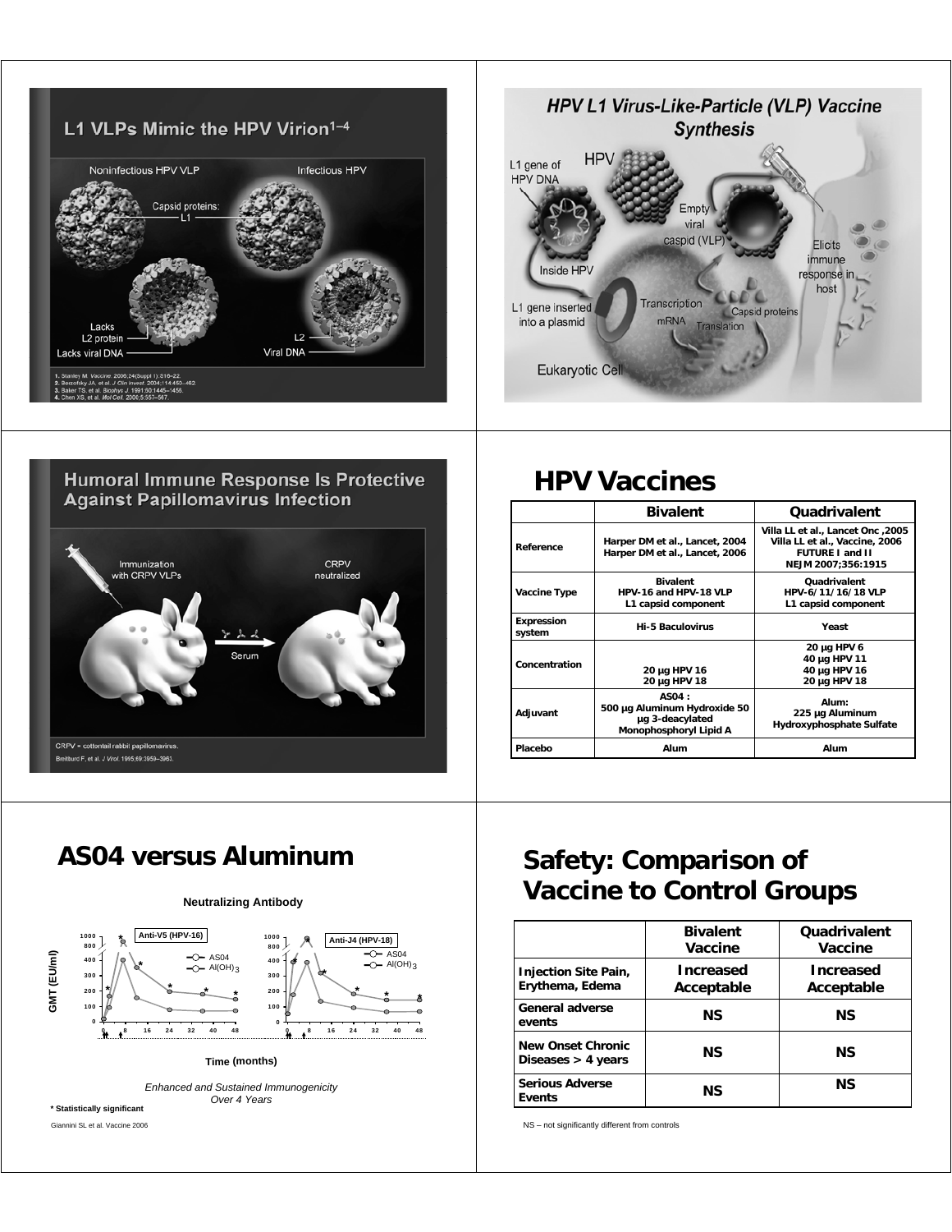## L1 VLPs Mimic the HPV Virion[1–4]

Noninfectious HPV VLP

Infectious HPV

Capsid proteins: L1

Lacks L2 protein

Lacks viral DNA

L2

Viral DNA

1. Stanley M. Vaccine. 2006;24(Suppl 1):S16–22.
2. Berzofsky JA, et al. J Clin Invest. 2004;114:450–462.
3. Baker TS, et al. Biophys J. 1991;60:1445–1456.
4. Chen XS, et al. Mol Cell. 2000;5:557–567.

## HPV L1 Virus-Like-Particle (VLP) Vaccine Synthesis

L1 gene of HPV DNA

HPV

Empty viral caspid (VLP)

Elicits immune response in host

Inside HPV

L1 gene inserted into a plasmid

Transcription

mRNA

Translation

Capsid proteins

Eukaryotic Cell

## Humoral Immune Response Is Protective Against Papillomavirus Infection

Immunization with CRPV VLPs

Serum

CRPV neutralized

CRPV = cottontail rabbit papillomavirus.

Breitburd F, et al. J Virol. 1995;69:3959–3963.

## HPV Vaccines

| | Bivalent | Quadrivalent |
|---|---|---|
| Reference | Harper DM et al., Lancet, 2004<br>Harper DM et al., Lancet, 2006 | Villa LL et al., Lancet Onc ,2005<br>Villa LL et al., Vaccine, 2006<br>FUTURE I and II<br>NEJM 2007;356:1915 |
| Vaccine Type | Bivalent<br>HPV-16 and HPV-18 VLP<br>L1 capsid component | Quadrivalent<br>HPV-6/11/16/18 VLP<br>L1 capsid component |
| Expression system | Hi-5 Baculovirus | Yeast |
| Concentration | 20 µg HPV 16<br>20 µg HPV 18 | 20 µg HPV 6<br>40 µg HPV 11<br>40 µg HPV 16<br>20 µg HPV 18 |
| Adjuvant | AS04 :<br>500 µg Aluminum Hydroxide 50 µg 3-deacylated Monophosphoryl Lipid A | Alum:<br>225 µg Aluminum Hydroxyphosphate Sulfate |
| Placebo | Alum | Alum |

## AS04 versus Aluminum

Neutralizing Antibody

Anti-V5 (HPV-16) — Anti-J4 (HPV-18)

AS04 / $Al(OH)_3$

GMT (EU/ml)

Time (months)

*Enhanced and Sustained Immunogenicity Over 4 Years*

**\* Statistically significant**

Giannini SL et al. Vaccine 2006

## Safety: Comparison of Vaccine to Control Groups

| | Bivalent Vaccine | Quadrivalent Vaccine |
|---|---|---|
| Injection Site Pain, Erythema, Edema | Increased Acceptable | Increased Acceptable |
| General adverse events | NS | NS |
| New Onset Chronic Diseases > 4 years | NS | NS |
| Serious Adverse Events | NS | NS |

NS – not significantly different from controls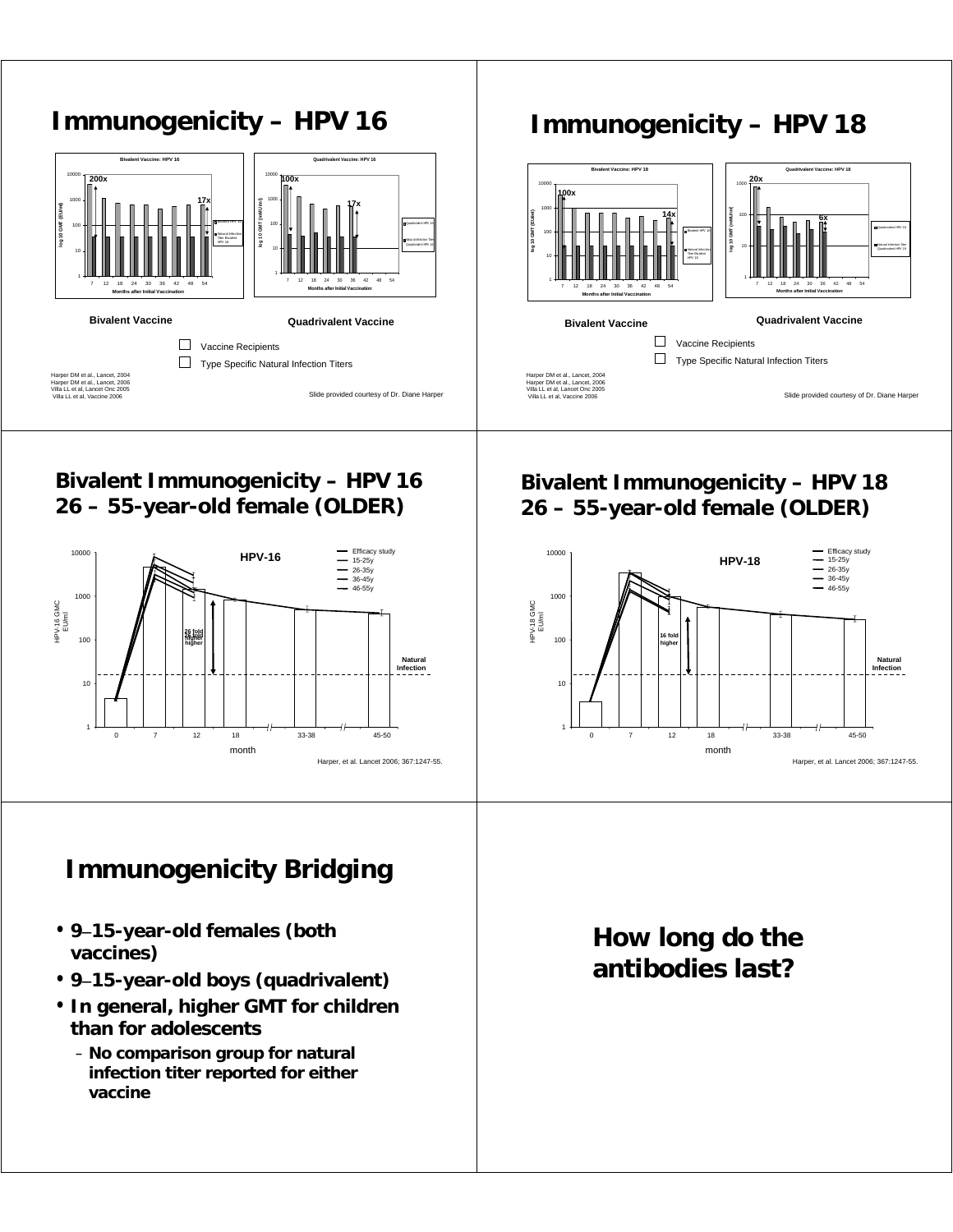## Immunogenicity – HPV 16

Bivalent Vaccine: HPV 16

200x

17x

Quadrivalent Vaccine: HPV 16

100x

17x

Months after Initial Vaccination

**Bivalent Vaccine** **Quadrivalent Vaccine**

☐ Vaccine Recipients

☐ Type Specific Natural Infection Titers

Harper DM et al., Lancet, 2004
Harper DM et al., Lancet, 2006
Villa LL et al, Lancet Onc 2005
Villa LL et al, Vaccine 2006

Slide provided courtesy of Dr. Diane Harper

## Immunogenicity – HPV 18

Bivalent Vaccine: HPV 18

100x

14x

Quadrivalent Vaccine: HPV 18

20x

6x

Months after Initial Vaccination

**Bivalent Vaccine** **Quadrivalent Vaccine**

☐ Vaccine Recipients

☐ Type Specific Natural Infection Titers

Harper DM et al., Lancet, 2004
Harper DM et al., Lancet, 2006
Villa LL et al, Lancet Onc 2005
Villa LL et al, Vaccine 2006

Slide provided courtesy of Dr. Diane Harper

## Bivalent Immunogenicity – HPV 16 26 – 55-year-old female (OLDER)

HPV-16

Efficacy study 15-25y; 26-35y; 36-45y; 46-55y

26 fold higher

Natural Infection

month: 0, 7, 12, 18, 33-38, 45-50

HPV-16 GMC EU/ml

Harper, et al. Lancet 2006; 367:1247-55.

## Bivalent Immunogenicity – HPV 18 26 – 55-year-old female (OLDER)

HPV-18

Efficacy study 15-25y; 26-35y; 36-45y; 46-55y

16 fold higher

Natural Infection

month: 0, 7, 12, 18, 33-38, 45-50

HPV-18 GMC EU/ml

Harper, et al. Lancet 2006; 367:1247-55.

## Immunogenicity Bridging

- **9–15-year-old females (both vaccines)**
- **9–15-year-old boys (quadrivalent)**
- **In general, higher GMT for children than for adolescents**
  - **No comparison group for natural infection titer reported for either vaccine**

## How long do the antibodies last?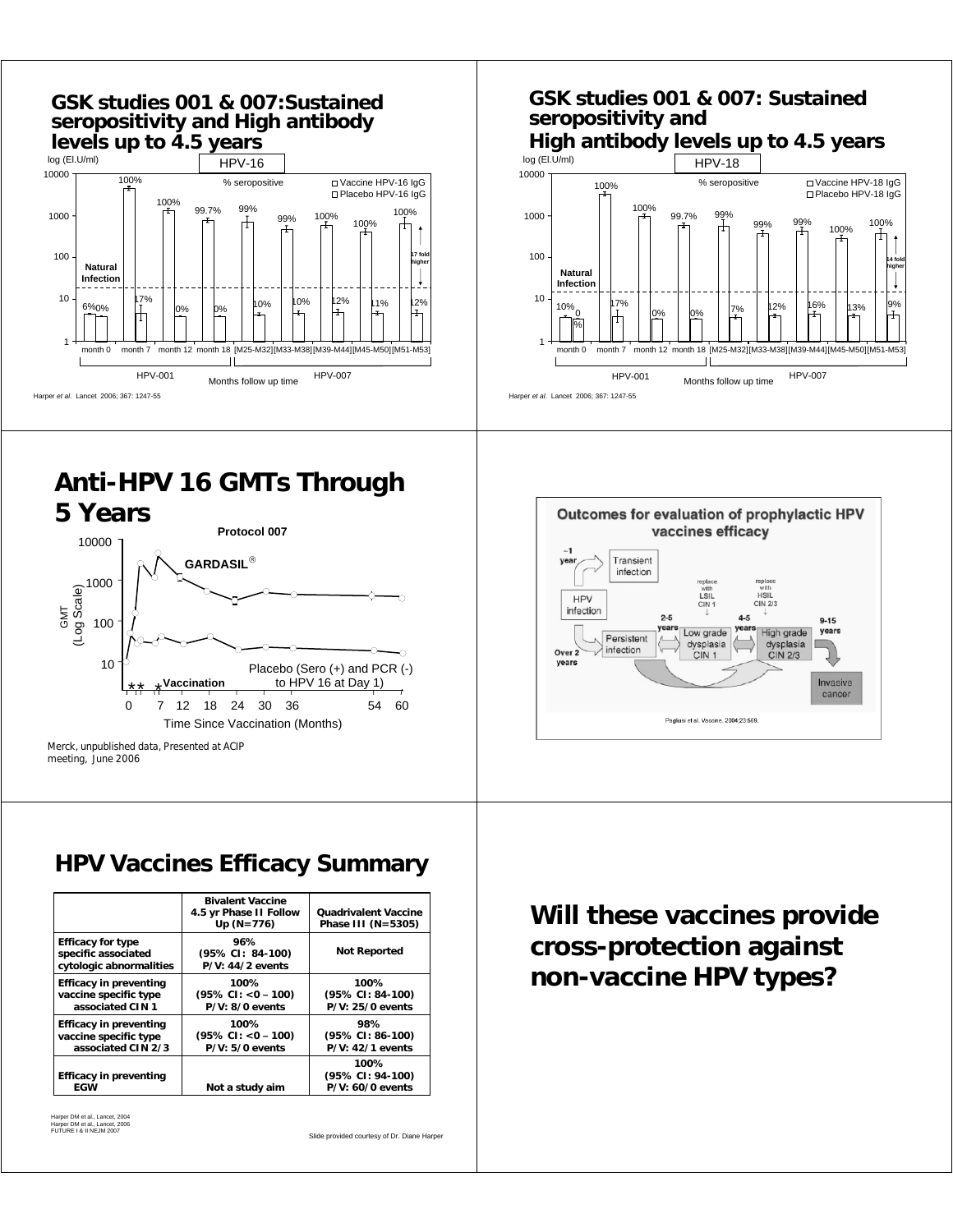## GSK studies 001 & 007:Sustained seropositivity and High antibody levels up to 4.5 years

log (El.U/ml)

HPV-16

% seropositive

□ Vaccine HPV-16 IgG
□ Placebo HPV-16 IgG

Natural Infection

17 fold higher

month 0, month 7, month 12, month 18, [M25-M32], [M33-M38], [M39-M44], [M45-M50], [M51-M53]

HPV-001 — Months follow up time — HPV-007

Harper *et al*. Lancet 2006; 367: 1247-55

## GSK studies 001 & 007: Sustained seropositivity and High antibody levels up to 4.5 years

log (El.U/ml)

HPV-18

% seropositive

□ Vaccine HPV-18 IgG
□ Placebo HPV-18 IgG

Natural Infection

14 fold higher

month 0, month 7, month 12, month 18, [M25-M32], [M33-M38], [M39-M44], [M45-M50], [M51-M53]

HPV-001 — Months follow up time — HPV-007

Harper *et al*. Lancet 2006; 367: 1247-55

## Anti-HPV 16 GMTs Through 5 Years

Protocol 007

GARDASIL®

GMT (Log Scale)

Placebo (Sero (+) and PCR (-) to HPV 16 at Day 1)

Vaccination

Time Since Vaccination (Months)

Merck, unpublished data, Presented at ACIP meeting, June 2006

## Outcomes for evaluation of prophylactic HPV vaccines efficacy

Pagliusi et al. Vaccine. 2004;23:569.

## HPV Vaccines Efficacy Summary

| | Bivalent Vaccine 4.5 yr Phase II Follow Up (N=776) | Quadrivalent Vaccine Phase III (N=5305) |
|---|---|---|
| Efficacy for type specific associated cytologic abnormalities | 96% (95% CI: 84-100) P/V: 44/2 events | Not Reported |
| Efficacy in preventing vaccine specific type associated CIN 1 | 100% (95% CI: <0 – 100) P/V: 8/0 events | 100% (95% CI: 84-100) P/V: 25/0 events |
| Efficacy in preventing vaccine specific type associated CIN 2/3 | 100% (95% CI: <0 – 100) P/V: 5/0 events | 98% (95% CI: 86-100) P/V: 42/1 events |
| Efficacy in preventing EGW | Not a study aim | 100% (95% CI: 94-100) P/V: 60/0 events |

Harper DM et al., Lancet, 2004
Harper DM et al., Lancet, 2006
FUTURE I & II NEJM 2007

Slide provided courtesy of Dr. Diane Harper

## Will these vaccines provide cross-protection against non-vaccine HPV types?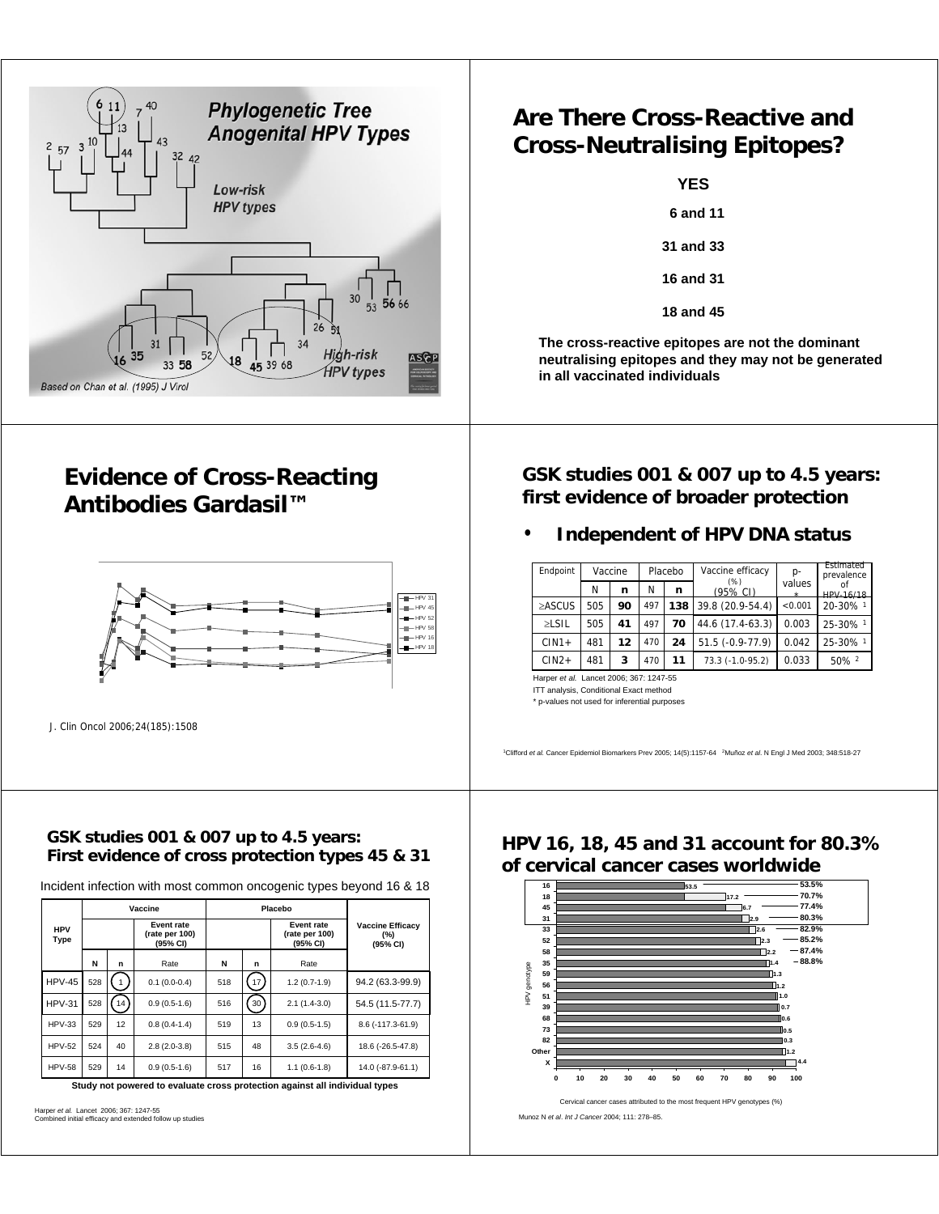## Phylogenetic Tree Anogenital HPV Types

Low-risk HPV types

High-risk HPV types

Based on Chan et al. (1995) J Virol

## Are There Cross-Reactive and Cross-Neutralising Epitopes?

**YES**

**6 and 11**

**31 and 33**

**16 and 31**

**18 and 45**

**The cross-reactive epitopes are not the dominant neutralising epitopes and they may not be generated in all vaccinated individuals**

## Evidence of Cross-Reacting Antibodies Gardasil™

HPV 31, HPV 45, HPV 52, HPV 58, HPV 16, HPV 18

J. Clin Oncol 2006;24(185):1508

## GSK studies 001 & 007 up to 4.5 years: first evidence of broader protection

- **Independent of HPV DNA status**

| Endpoint | Vaccine | | Placebo | | Vaccine efficacy (%) (95% CI) | p-values * | Estimated prevalence of HPV-16/18 |
|---|---|---|---|---|---|---|---|
| | N | n | N | n | | | |
| ≥ASCUS | 505 | **90** | 497 | **138** | 39.8 (20.9-54.4) | <0.001 | 20-30% [1] |
| ≥LSIL | 505 | **41** | 497 | **70** | 44.6 (17.4-63.3) | 0.003 | 25-30% [1] |
| CIN1+ | 481 | **12** | 470 | **24** | 51.5 (-0.9-77.9) | 0.042 | 25-30% [1] |
| CIN2+ | 481 | **3** | 470 | **11** | 73.3 (-1.0-95.2) | 0.033 | 50% [2] |

Harper *et al.* Lancet 2006; 367: 1247-55

ITT analysis, Conditional Exact method

* p-values not used for inferential purposes

[1]Clifford *et al.* Cancer Epidemiol Biomarkers Prev 2005; 14(5):1157-64 [2]Muñoz *et al.* N Engl J Med 2003; 348:518-27

## GSK studies 001 & 007 up to 4.5 years: First evidence of cross protection types 45 & 31

Incident infection with most common oncogenic types beyond 16 & 18

| HPV Type | Vaccine | | | Placebo | | | Vaccine Efficacy (%) (95% CI) |
|---|---|---|---|---|---|---|---|
| | | | Event rate (rate per 100) (95% CI) | | | Event rate (rate per 100) (95% CI) | |
| | N | n | Rate | N | n | Rate | |
| HPV-45 | 528 | 1 | 0.1 (0.0-0.4) | 518 | 17 | 1.2 (0.7-1.9) | 94.2 (63.3-99.9) |
| HPV-31 | 528 | 14 | 0.9 (0.5-1.6) | 516 | 30 | 2.1 (1.4-3.0) | 54.5 (11.5-77.7) |
| HPV-33 | 529 | 12 | 0.8 (0.4-1.4) | 519 | 13 | 0.9 (0.5-1.5) | 8.6 (-117.3-61.9) |
| HPV-52 | 524 | 40 | 2.8 (2.0-3.8) | 515 | 48 | 3.5 (2.6-4.6) | 18.6 (-26.5-47.8) |
| HPV-58 | 529 | 14 | 0.9 (0.5-1.6) | 517 | 16 | 1.1 (0.6-1.8) | 14.0 (-87.9-61.1) |

**Study not powered to evaluate cross protection against all individual types**

Harper *et al.* Lancet 2006; 367: 1247-55
Combined initial efficacy and extended follow up studies

## HPV 16, 18, 45 and 31 account for 80.3% of cervical cancer cases worldwide

| HPV genotype | % | Cumulative % |
|---|---|---|
| 16 | 53.5 | 53.5% |
| 18 | 17.2 | 70.7% |
| 45 | 6.7 | 77.4% |
| 31 | 2.9 | 80.3% |
| 33 | 2.6 | 82.9% |
| 52 | 2.3 | 85.2% |
| 58 | 2.2 | 87.4% |
| 35 | 1.4 | 88.8% |
| 59 | 1.3 | |
| 56 | 1.2 | |
| 51 | 1.0 | |
| 39 | 0.7 | |
| 68 | 0.6 | |
| 73 | 0.5 | |
| 82 | 0.3 | |
| Other | 1.2 | |
| X | 4.4 | |

Cervical cancer cases attributed to the most frequent HPV genotypes (%)

Munoz N *et al. Int J Cancer* 2004; 111: 278–85.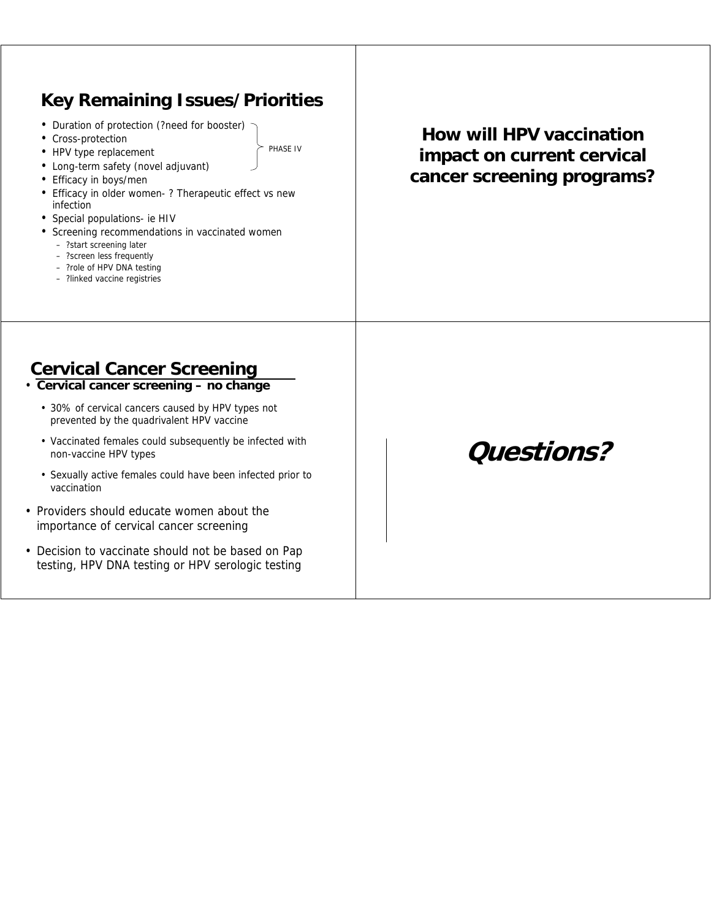## Key Remaining Issues/Priorities

- Duration of protection (?need for booster)
- Cross-protection
- HPV type replacement
- Long-term safety (novel adjuvant)

PHASE IV

- Efficacy in boys/men
- Efficacy in older women- ? Therapeutic effect vs new infection
- Special populations- ie HIV
- Screening recommendations in vaccinated women
  - ?start screening later
  - ?screen less frequently
  - ?role of HPV DNA testing
  - ?linked vaccine registries

## How will HPV vaccination impact on current cervical cancer screening programs?

## Cervical Cancer Screening

- **Cervical cancer screening – no change**
  - 30% of cervical cancers caused by HPV types not prevented by the quadrivalent HPV vaccine
  - Vaccinated females could subsequently be infected with non-vaccine HPV types
  - Sexually active females could have been infected prior to vaccination
- Providers should educate women about the importance of cervical cancer screening
- Decision to vaccinate should not be based on Pap testing, HPV DNA testing or HPV serologic testing

## *Questions?*